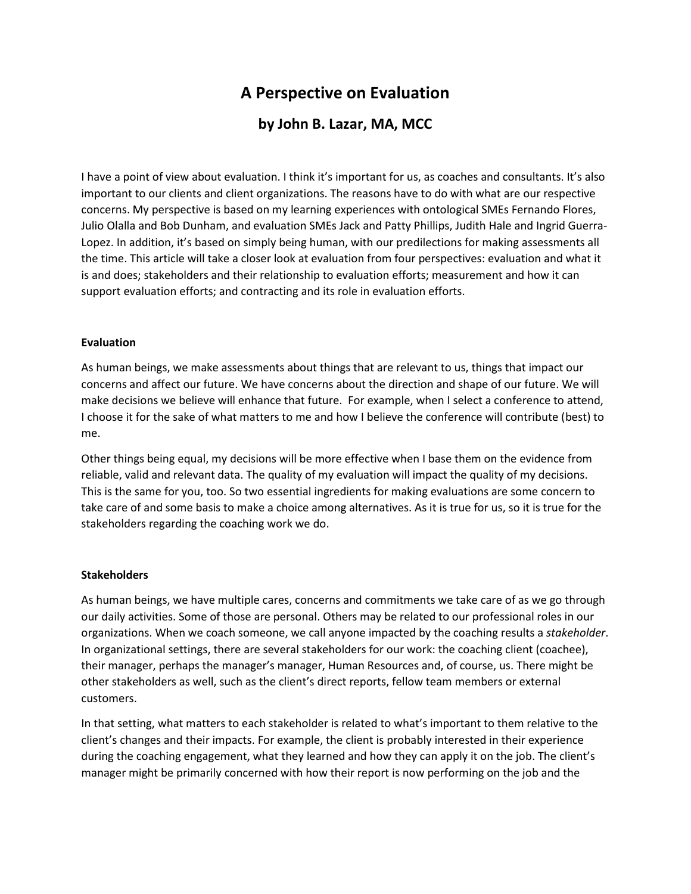# A Perspective on Evaluation

## by John B. Lazar, MA, MCC

I have a point of view about evaluation. I think it's important for us, as coaches and consultants. It's also important to our clients and client organizations. The reasons have to do with what are our respective concerns. My perspective is based on my learning experiences with ontological SMEs Fernando Flores, Julio Olalla and Bob Dunham, and evaluation SMEs Jack and Patty Phillips, Judith Hale and Ingrid Guerra-Lopez. In addition, it's based on simply being human, with our predilections for making assessments all the time. This article will take a closer look at evaluation from four perspectives: evaluation and what it is and does; stakeholders and their relationship to evaluation efforts; measurement and how it can support evaluation efforts; and contracting and its role in evaluation efforts.

**Evaluation**

As human beings, we make assessments about things that are relevant to us, things that impact our concerns and affect our future. We have concerns about the direction and shape of our future. We will make decisions we believe will enhance that future. For example, when I select a conference to attend, I choose it for the sake of what matters to me and how I believe the conference will contribute (best) to me.

Other things being equal, my decisions will be more effective when I base them on the evidence from reliable, valid and relevant data. The quality of my evaluation will impact the quality of my decisions. This is the same for you, too. So two essential ingredients for making evaluations are some concern to take care of and some basis to make a choice among alternatives. As it is true for us, so it is true for the stakeholders regarding the coaching work we do.

**Stakeholders**

As human beings, we have multiple cares, concerns and commitments we take care of as we go through our daily activities. Some of those are personal. Others may be related to our professional roles in our organizations. When we coach someone, we call anyone impacted by the coaching results a *stakeholder*. In organizational settings, there are several stakeholders for our work: the coaching client (coachee), their manager, perhaps the manager's manager, Human Resources and, of course, us. There might be other stakeholders as well, such as the client's direct reports, fellow team members or external customers.

In that setting, what matters to each stakeholder is related to what's important to them relative to the client's changes and their impacts. For example, the client is probably interested in their experience during the coaching engagement, what they learned and how they can apply it on the job. The client's manager might be primarily concerned with how their report is now performing on the job and the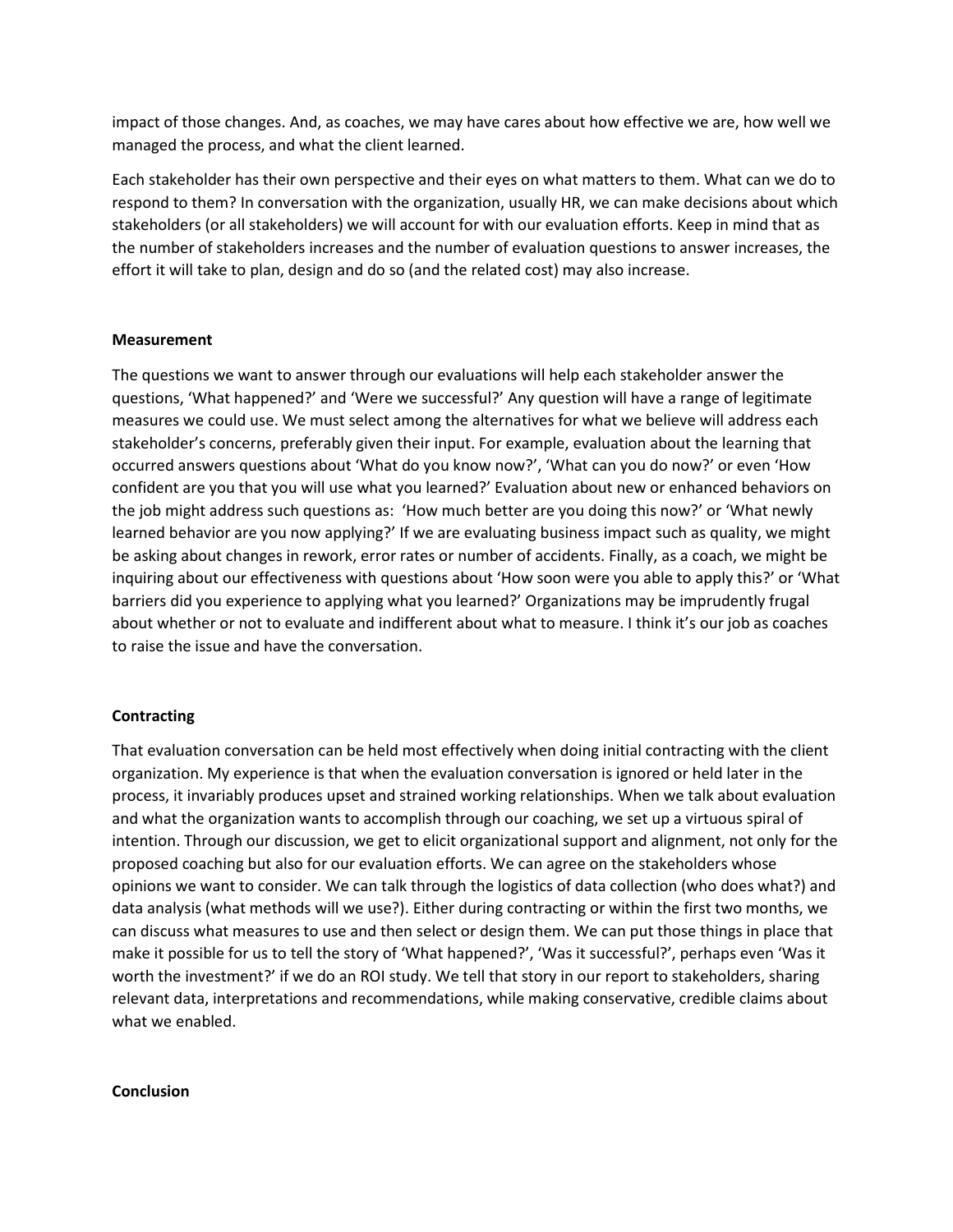impact of those changes. And, as coaches, we may have cares about how effective we are, how well we managed the process, and what the client learned.

Each stakeholder has their own perspective and their eyes on what matters to them. What can we do to respond to them? In conversation with the organization, usually HR, we can make decisions about which stakeholders (or all stakeholders) we will account for with our evaluation efforts. Keep in mind that as the number of stakeholders increases and the number of evaluation questions to answer increases, the effort it will take to plan, design and do so (and the related cost) may also increase.

**Measurement**

The questions we want to answer through our evaluations will help each stakeholder answer the questions, 'What happened?' and 'Were we successful?' Any question will have a range of legitimate measures we could use. We must select among the alternatives for what we believe will address each stakeholder's concerns, preferably given their input. For example, evaluation about the learning that occurred answers questions about 'What do you know now?', 'What can you do now?' or even 'How confident are you that you will use what you learned?' Evaluation about new or enhanced behaviors on the job might address such questions as: 'How much better are you doing this now?' or 'What newly learned behavior are you now applying?' If we are evaluating business impact such as quality, we might be asking about changes in rework, error rates or number of accidents. Finally, as a coach, we might be inquiring about our effectiveness with questions about 'How soon were you able to apply this?' or 'What barriers did you experience to applying what you learned?' Organizations may be imprudently frugal about whether or not to evaluate and indifferent about what to measure. I think it's our job as coaches to raise the issue and have the conversation.

**Contracting**

That evaluation conversation can be held most effectively when doing initial contracting with the client organization. My experience is that when the evaluation conversation is ignored or held later in the process, it invariably produces upset and strained working relationships. When we talk about evaluation and what the organization wants to accomplish through our coaching, we set up a virtuous spiral of intention. Through our discussion, we get to elicit organizational support and alignment, not only for the proposed coaching but also for our evaluation efforts. We can agree on the stakeholders whose opinions we want to consider. We can talk through the logistics of data collection (who does what?) and data analysis (what methods will we use?). Either during contracting or within the first two months, we can discuss what measures to use and then select or design them. We can put those things in place that make it possible for us to tell the story of 'What happened?', 'Was it successful?', perhaps even 'Was it worth the investment?' if we do an ROI study. We tell that story in our report to stakeholders, sharing relevant data, interpretations and recommendations, while making conservative, credible claims about what we enabled.

**Conclusion**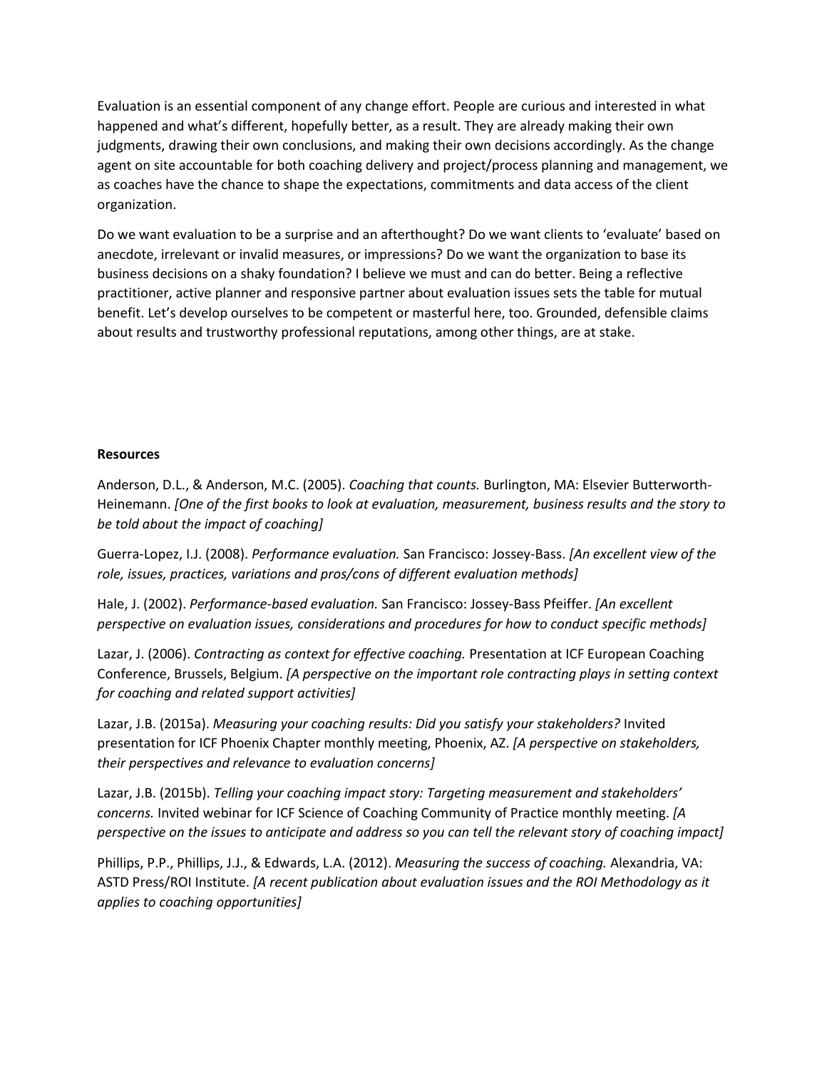Evaluation is an essential component of any change effort. People are curious and interested in what happened and what's different, hopefully better, as a result. They are already making their own judgments, drawing their own conclusions, and making their own decisions accordingly. As the change agent on site accountable for both coaching delivery and project/process planning and management, we as coaches have the chance to shape the expectations, commitments and data access of the client organization.

Do we want evaluation to be a surprise and an afterthought? Do we want clients to 'evaluate' based on anecdote, irrelevant or invalid measures, or impressions? Do we want the organization to base its business decisions on a shaky foundation? I believe we must and can do better. Being a reflective practitioner, active planner and responsive partner about evaluation issues sets the table for mutual benefit. Let's develop ourselves to be competent or masterful here, too. Grounded, defensible claims about results and trustworthy professional reputations, among other things, are at stake.

**Resources**

Anderson, D.L., & Anderson, M.C. (2005). *Coaching that counts.* Burlington, MA: Elsevier Butterworth-Heinemann. *[One of the first books to look at evaluation, measurement, business results and the story to be told about the impact of coaching]*

Guerra-Lopez, I.J. (2008). *Performance evaluation.* San Francisco: Jossey-Bass. *[An excellent view of the role, issues, practices, variations and pros/cons of different evaluation methods]*

Hale, J. (2002). *Performance-based evaluation.* San Francisco: Jossey-Bass Pfeiffer. *[An excellent perspective on evaluation issues, considerations and procedures for how to conduct specific methods]*

Lazar, J. (2006). *Contracting as context for effective coaching.* Presentation at ICF European Coaching Conference, Brussels, Belgium. *[A perspective on the important role contracting plays in setting context for coaching and related support activities]*

Lazar, J.B. (2015a). *Measuring your coaching results: Did you satisfy your stakeholders?* Invited presentation for ICF Phoenix Chapter monthly meeting, Phoenix, AZ. *[A perspective on stakeholders, their perspectives and relevance to evaluation concerns]*

Lazar, J.B. (2015b). *Telling your coaching impact story: Targeting measurement and stakeholders' concerns.* Invited webinar for ICF Science of Coaching Community of Practice monthly meeting. *[A perspective on the issues to anticipate and address so you can tell the relevant story of coaching impact]*

Phillips, P.P., Phillips, J.J., & Edwards, L.A. (2012). *Measuring the success of coaching.* Alexandria, VA: ASTD Press/ROI Institute. *[A recent publication about evaluation issues and the ROI Methodology as it applies to coaching opportunities]*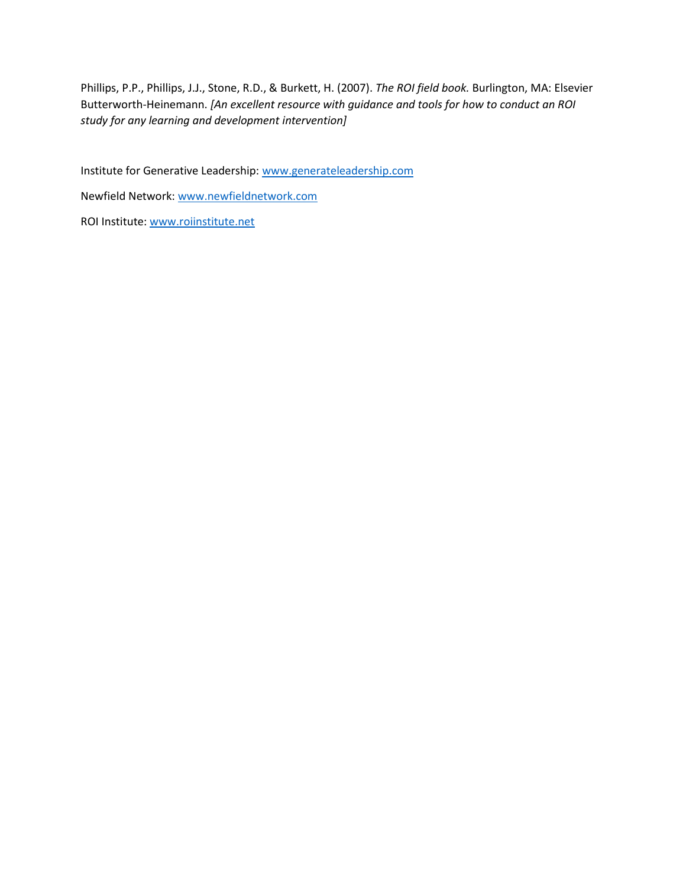Phillips, P.P., Phillips, J.J., Stone, R.D., & Burkett, H. (2007). *The ROI field book.* Burlington, MA: Elsevier Butterworth-Heinemann. *[An excellent resource with guidance and tools for how to conduct an ROI study for any learning and development intervention]*

Institute for Generative Leadership: [www.generateleadership.com](http://www.generateleadership.com)

Newfield Network: [www.newfieldnetwork.com](http://www.newfieldnetwork.com)

ROI Institute: [www.roiinstitute.net](http://www.roiinstitute.net)